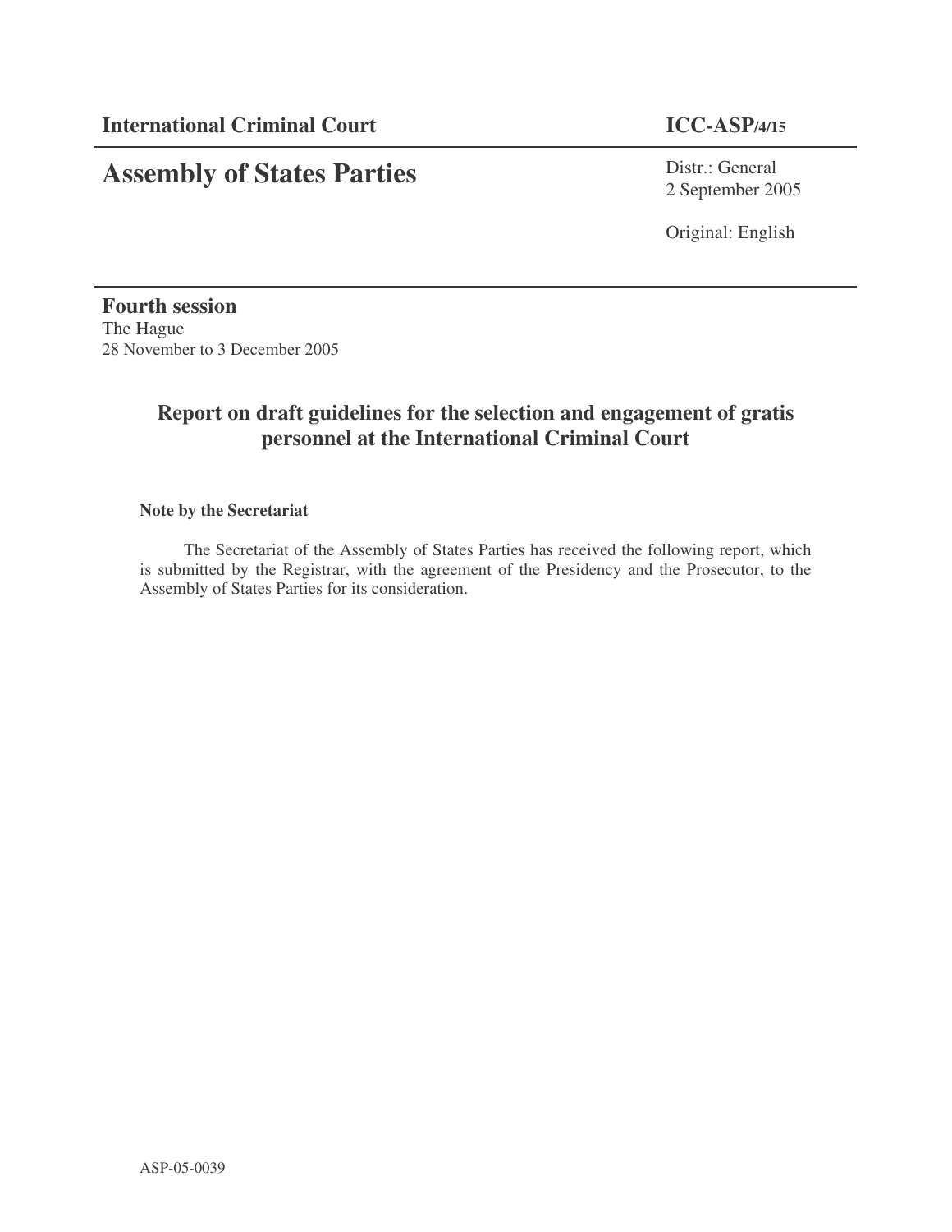**International Criminal Court** **ICC-ASP/4/15**

# Assembly of States Parties

Distr.: General
2 September 2005

Original: English

**Fourth session**
The Hague
28 November to 3 December 2005

## Report on draft guidelines for the selection and engagement of gratis personnel at the International Criminal Court

**Note by the Secretariat**

The Secretariat of the Assembly of States Parties has received the following report, which is submitted by the Registrar, with the agreement of the Presidency and the Prosecutor, to the Assembly of States Parties for its consideration.

ASP-05-0039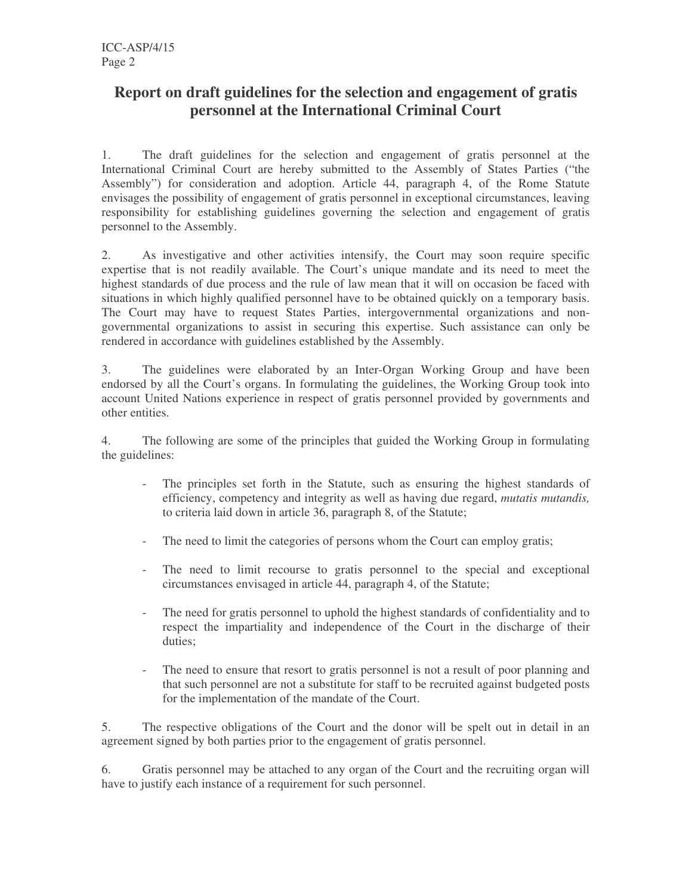# Report on draft guidelines for the selection and engagement of gratis personnel at the International Criminal Court

1. The draft guidelines for the selection and engagement of gratis personnel at the International Criminal Court are hereby submitted to the Assembly of States Parties ("the Assembly") for consideration and adoption. Article 44, paragraph 4, of the Rome Statute envisages the possibility of engagement of gratis personnel in exceptional circumstances, leaving responsibility for establishing guidelines governing the selection and engagement of gratis personnel to the Assembly.

2. As investigative and other activities intensify, the Court may soon require specific expertise that is not readily available. The Court's unique mandate and its need to meet the highest standards of due process and the rule of law mean that it will on occasion be faced with situations in which highly qualified personnel have to be obtained quickly on a temporary basis. The Court may have to request States Parties, intergovernmental organizations and non-governmental organizations to assist in securing this expertise. Such assistance can only be rendered in accordance with guidelines established by the Assembly.

3. The guidelines were elaborated by an Inter-Organ Working Group and have been endorsed by all the Court's organs. In formulating the guidelines, the Working Group took into account United Nations experience in respect of gratis personnel provided by governments and other entities.

4. The following are some of the principles that guided the Working Group in formulating the guidelines:

- The principles set forth in the Statute, such as ensuring the highest standards of efficiency, competency and integrity as well as having due regard, *mutatis mutandis,* to criteria laid down in article 36, paragraph 8, of the Statute;
- The need to limit the categories of persons whom the Court can employ gratis;
- The need to limit recourse to gratis personnel to the special and exceptional circumstances envisaged in article 44, paragraph 4, of the Statute;
- The need for gratis personnel to uphold the highest standards of confidentiality and to respect the impartiality and independence of the Court in the discharge of their duties;
- The need to ensure that resort to gratis personnel is not a result of poor planning and that such personnel are not a substitute for staff to be recruited against budgeted posts for the implementation of the mandate of the Court.

5. The respective obligations of the Court and the donor will be spelt out in detail in an agreement signed by both parties prior to the engagement of gratis personnel.

6. Gratis personnel may be attached to any organ of the Court and the recruiting organ will have to justify each instance of a requirement for such personnel.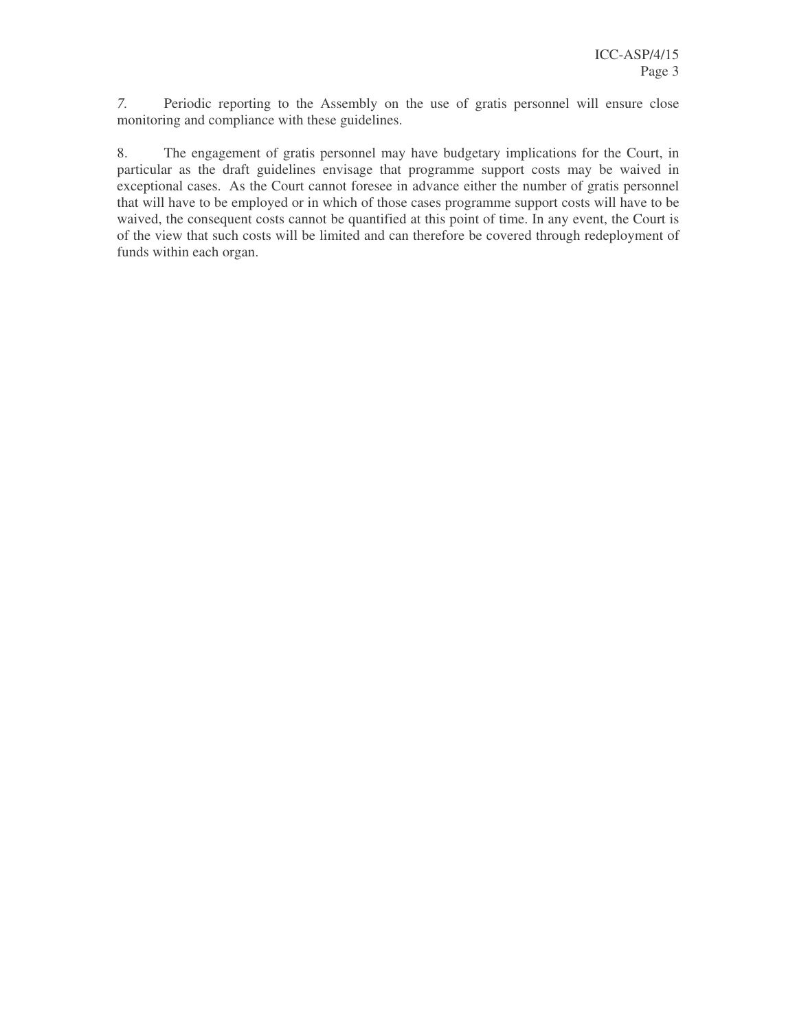*7.* Periodic reporting to the Assembly on the use of gratis personnel will ensure close monitoring and compliance with these guidelines.

8. The engagement of gratis personnel may have budgetary implications for the Court, in particular as the draft guidelines envisage that programme support costs may be waived in exceptional cases. As the Court cannot foresee in advance either the number of gratis personnel that will have to be employed or in which of those cases programme support costs will have to be waived, the consequent costs cannot be quantified at this point of time. In any event, the Court is of the view that such costs will be limited and can therefore be covered through redeployment of funds within each organ.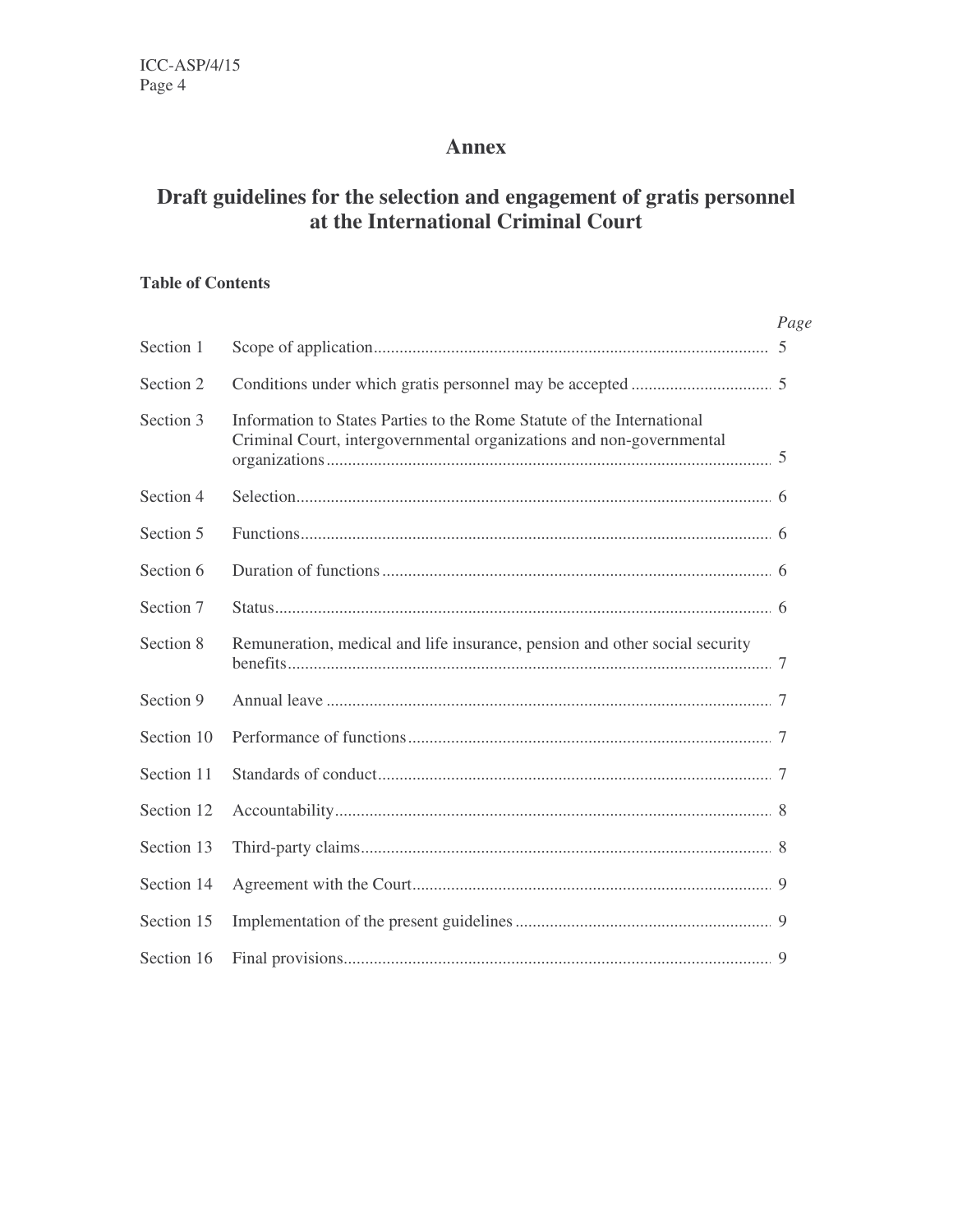# Annex

## Draft guidelines for the selection and engagement of gratis personnel at the International Criminal Court

**Table of Contents**

| | | *Page* |
|---|---|---|
| Section 1 | Scope of application | 5 |
| Section 2 | Conditions under which gratis personnel may be accepted | 5 |
| Section 3 | Information to States Parties to the Rome Statute of the International Criminal Court, intergovernmental organizations and non-governmental organizations | 5 |
| Section 4 | Selection | 6 |
| Section 5 | Functions | 6 |
| Section 6 | Duration of functions | 6 |
| Section 7 | Status | 6 |
| Section 8 | Remuneration, medical and life insurance, pension and other social security benefits | 7 |
| Section 9 | Annual leave | 7 |
| Section 10 | Performance of functions | 7 |
| Section 11 | Standards of conduct | 7 |
| Section 12 | Accountability | 8 |
| Section 13 | Third-party claims | 8 |
| Section 14 | Agreement with the Court | 9 |
| Section 15 | Implementation of the present guidelines | 9 |
| Section 16 | Final provisions | 9 |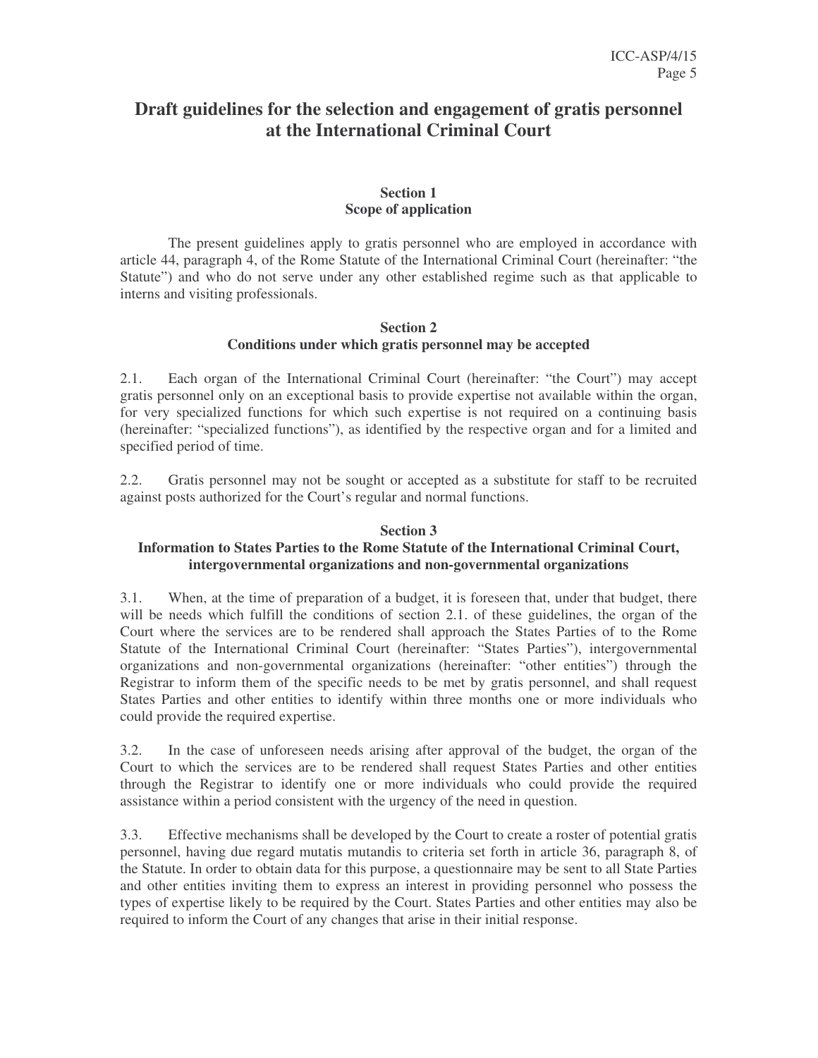# Draft guidelines for the selection and engagement of gratis personnel at the International Criminal Court

## Section 1
## Scope of application

The present guidelines apply to gratis personnel who are employed in accordance with article 44, paragraph 4, of the Rome Statute of the International Criminal Court (hereinafter: "the Statute") and who do not serve under any other established regime such as that applicable to interns and visiting professionals.

## Section 2
## Conditions under which gratis personnel may be accepted

2.1. Each organ of the International Criminal Court (hereinafter: "the Court") may accept gratis personnel only on an exceptional basis to provide expertise not available within the organ, for very specialized functions for which such expertise is not required on a continuing basis (hereinafter: "specialized functions"), as identified by the respective organ and for a limited and specified period of time.

2.2. Gratis personnel may not be sought or accepted as a substitute for staff to be recruited against posts authorized for the Court's regular and normal functions.

## Section 3
## Information to States Parties to the Rome Statute of the International Criminal Court, intergovernmental organizations and non-governmental organizations

3.1. When, at the time of preparation of a budget, it is foreseen that, under that budget, there will be needs which fulfill the conditions of section 2.1. of these guidelines, the organ of the Court where the services are to be rendered shall approach the States Parties of to the Rome Statute of the International Criminal Court (hereinafter: "States Parties"), intergovernmental organizations and non-governmental organizations (hereinafter: "other entities") through the Registrar to inform them of the specific needs to be met by gratis personnel, and shall request States Parties and other entities to identify within three months one or more individuals who could provide the required expertise.

3.2. In the case of unforeseen needs arising after approval of the budget, the organ of the Court to which the services are to be rendered shall request States Parties and other entities through the Registrar to identify one or more individuals who could provide the required assistance within a period consistent with the urgency of the need in question.

3.3. Effective mechanisms shall be developed by the Court to create a roster of potential gratis personnel, having due regard mutatis mutandis to criteria set forth in article 36, paragraph 8, of the Statute. In order to obtain data for this purpose, a questionnaire may be sent to all State Parties and other entities inviting them to express an interest in providing personnel who possess the types of expertise likely to be required by the Court. States Parties and other entities may also be required to inform the Court of any changes that arise in their initial response.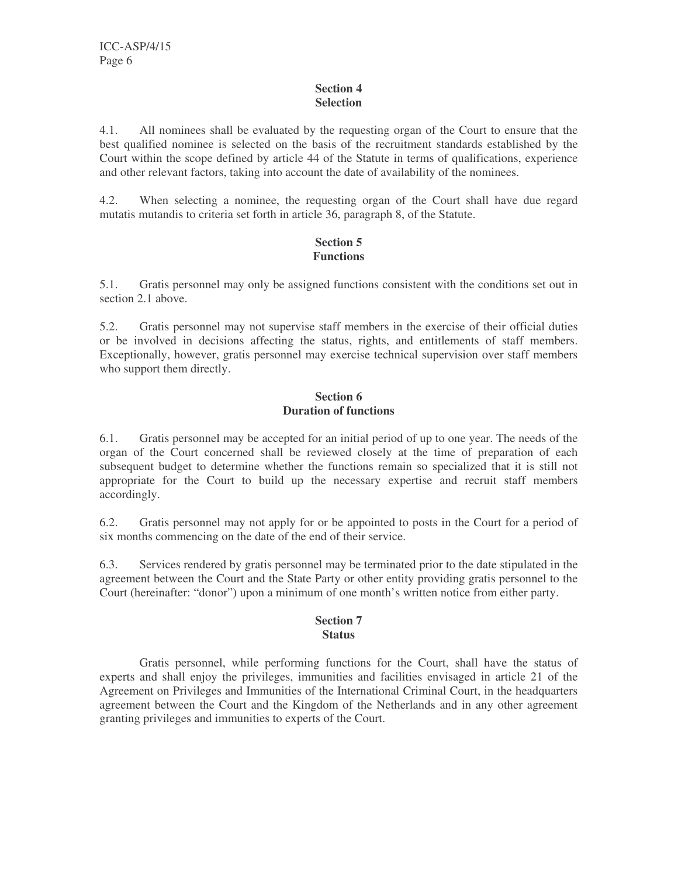## Section 4
## Selection

4.1. All nominees shall be evaluated by the requesting organ of the Court to ensure that the best qualified nominee is selected on the basis of the recruitment standards established by the Court within the scope defined by article 44 of the Statute in terms of qualifications, experience and other relevant factors, taking into account the date of availability of the nominees.

4.2. When selecting a nominee, the requesting organ of the Court shall have due regard mutatis mutandis to criteria set forth in article 36, paragraph 8, of the Statute.

## Section 5
## Functions

5.1. Gratis personnel may only be assigned functions consistent with the conditions set out in section 2.1 above.

5.2. Gratis personnel may not supervise staff members in the exercise of their official duties or be involved in decisions affecting the status, rights, and entitlements of staff members. Exceptionally, however, gratis personnel may exercise technical supervision over staff members who support them directly.

## Section 6
## Duration of functions

6.1. Gratis personnel may be accepted for an initial period of up to one year. The needs of the organ of the Court concerned shall be reviewed closely at the time of preparation of each subsequent budget to determine whether the functions remain so specialized that it is still not appropriate for the Court to build up the necessary expertise and recruit staff members accordingly.

6.2. Gratis personnel may not apply for or be appointed to posts in the Court for a period of six months commencing on the date of the end of their service.

6.3. Services rendered by gratis personnel may be terminated prior to the date stipulated in the agreement between the Court and the State Party or other entity providing gratis personnel to the Court (hereinafter: "donor") upon a minimum of one month's written notice from either party.

## Section 7
## Status

Gratis personnel, while performing functions for the Court, shall have the status of experts and shall enjoy the privileges, immunities and facilities envisaged in article 21 of the Agreement on Privileges and Immunities of the International Criminal Court, in the headquarters agreement between the Court and the Kingdom of the Netherlands and in any other agreement granting privileges and immunities to experts of the Court.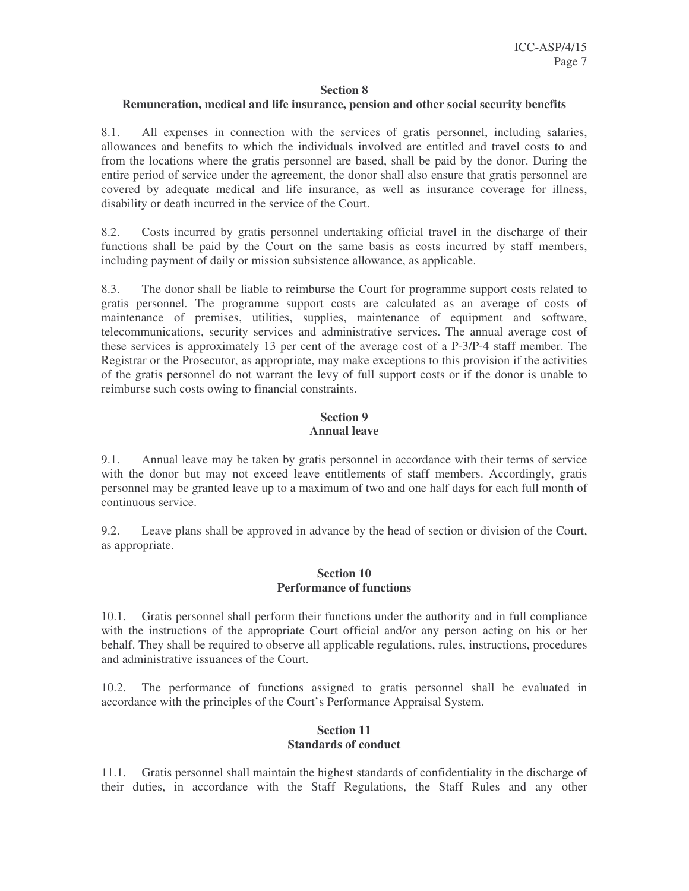## Section 8
## Remuneration, medical and life insurance, pension and other social security benefits

8.1. All expenses in connection with the services of gratis personnel, including salaries, allowances and benefits to which the individuals involved are entitled and travel costs to and from the locations where the gratis personnel are based, shall be paid by the donor. During the entire period of service under the agreement, the donor shall also ensure that gratis personnel are covered by adequate medical and life insurance, as well as insurance coverage for illness, disability or death incurred in the service of the Court.

8.2. Costs incurred by gratis personnel undertaking official travel in the discharge of their functions shall be paid by the Court on the same basis as costs incurred by staff members, including payment of daily or mission subsistence allowance, as applicable.

8.3. The donor shall be liable to reimburse the Court for programme support costs related to gratis personnel. The programme support costs are calculated as an average of costs of maintenance of premises, utilities, supplies, maintenance of equipment and software, telecommunications, security services and administrative services. The annual average cost of these services is approximately 13 per cent of the average cost of a P-3/P-4 staff member. The Registrar or the Prosecutor, as appropriate, may make exceptions to this provision if the activities of the gratis personnel do not warrant the levy of full support costs or if the donor is unable to reimburse such costs owing to financial constraints.

## Section 9
## Annual leave

9.1. Annual leave may be taken by gratis personnel in accordance with their terms of service with the donor but may not exceed leave entitlements of staff members. Accordingly, gratis personnel may be granted leave up to a maximum of two and one half days for each full month of continuous service.

9.2. Leave plans shall be approved in advance by the head of section or division of the Court, as appropriate.

## Section 10
## Performance of functions

10.1. Gratis personnel shall perform their functions under the authority and in full compliance with the instructions of the appropriate Court official and/or any person acting on his or her behalf. They shall be required to observe all applicable regulations, rules, instructions, procedures and administrative issuances of the Court.

10.2. The performance of functions assigned to gratis personnel shall be evaluated in accordance with the principles of the Court's Performance Appraisal System.

## Section 11
## Standards of conduct

11.1. Gratis personnel shall maintain the highest standards of confidentiality in the discharge of their duties, in accordance with the Staff Regulations, the Staff Rules and any other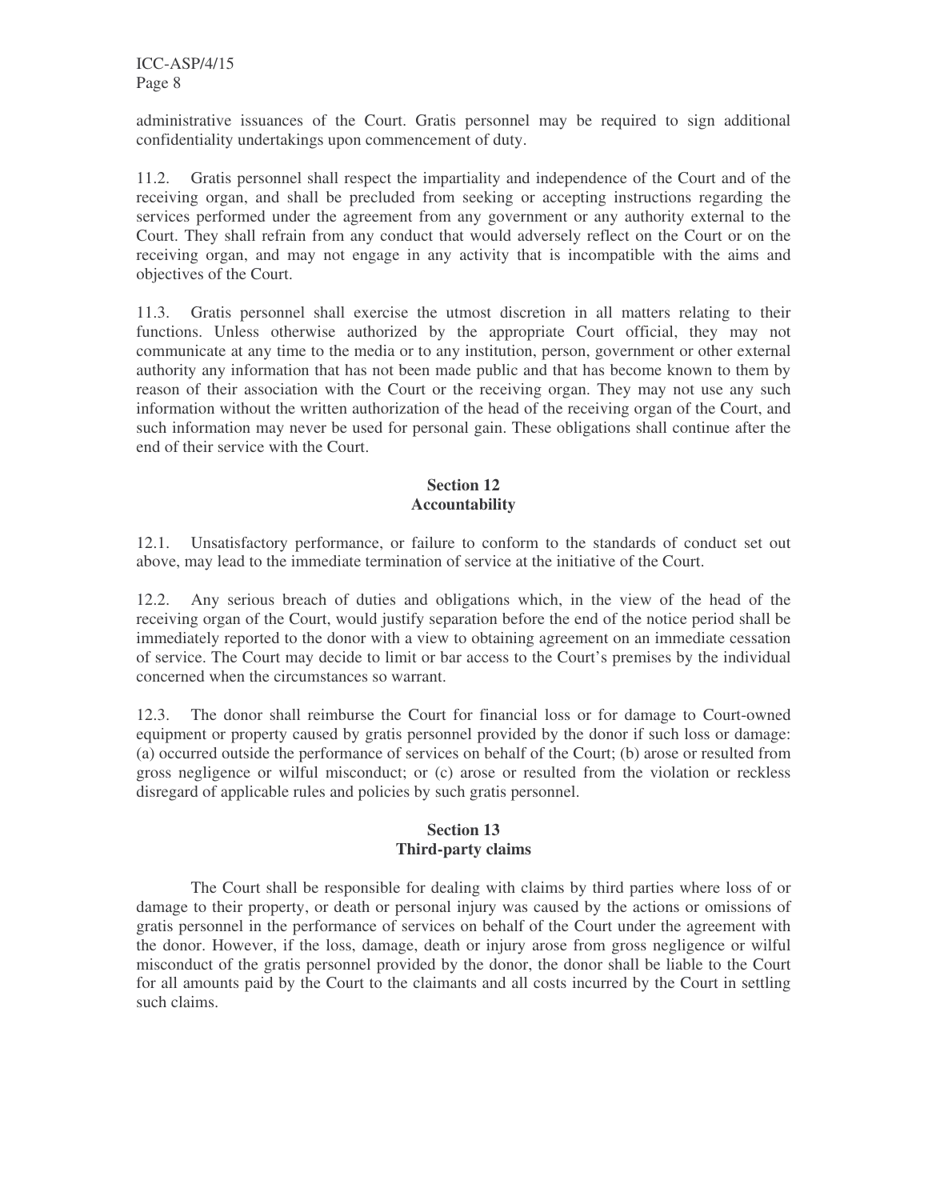administrative issuances of the Court. Gratis personnel may be required to sign additional confidentiality undertakings upon commencement of duty.

11.2. Gratis personnel shall respect the impartiality and independence of the Court and of the receiving organ, and shall be precluded from seeking or accepting instructions regarding the services performed under the agreement from any government or any authority external to the Court. They shall refrain from any conduct that would adversely reflect on the Court or on the receiving organ, and may not engage in any activity that is incompatible with the aims and objectives of the Court.

11.3. Gratis personnel shall exercise the utmost discretion in all matters relating to their functions. Unless otherwise authorized by the appropriate Court official, they may not communicate at any time to the media or to any institution, person, government or other external authority any information that has not been made public and that has become known to them by reason of their association with the Court or the receiving organ. They may not use any such information without the written authorization of the head of the receiving organ of the Court, and such information may never be used for personal gain. These obligations shall continue after the end of their service with the Court.

## Section 12
## Accountability

12.1. Unsatisfactory performance, or failure to conform to the standards of conduct set out above, may lead to the immediate termination of service at the initiative of the Court.

12.2. Any serious breach of duties and obligations which, in the view of the head of the receiving organ of the Court, would justify separation before the end of the notice period shall be immediately reported to the donor with a view to obtaining agreement on an immediate cessation of service. The Court may decide to limit or bar access to the Court's premises by the individual concerned when the circumstances so warrant.

12.3. The donor shall reimburse the Court for financial loss or for damage to Court-owned equipment or property caused by gratis personnel provided by the donor if such loss or damage: (a) occurred outside the performance of services on behalf of the Court; (b) arose or resulted from gross negligence or wilful misconduct; or (c) arose or resulted from the violation or reckless disregard of applicable rules and policies by such gratis personnel.

## Section 13
## Third-party claims

The Court shall be responsible for dealing with claims by third parties where loss of or damage to their property, or death or personal injury was caused by the actions or omissions of gratis personnel in the performance of services on behalf of the Court under the agreement with the donor. However, if the loss, damage, death or injury arose from gross negligence or wilful misconduct of the gratis personnel provided by the donor, the donor shall be liable to the Court for all amounts paid by the Court to the claimants and all costs incurred by the Court in settling such claims.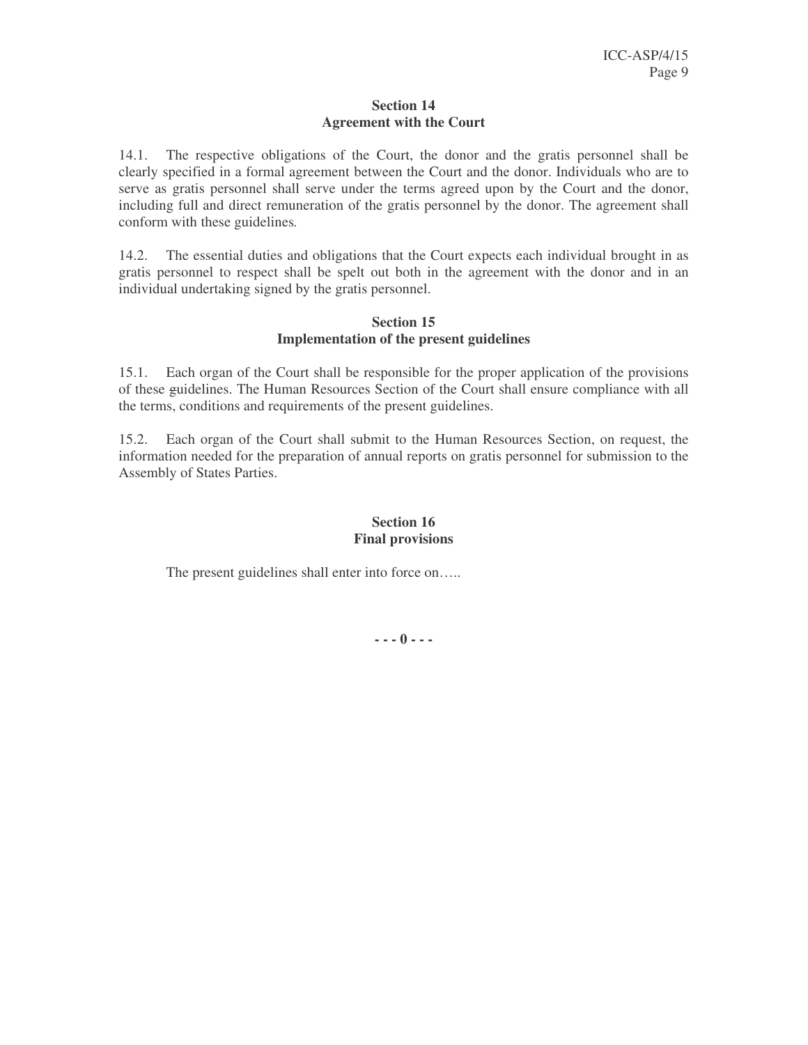## Section 14
## Agreement with the Court

14.1. The respective obligations of the Court, the donor and the gratis personnel shall be clearly specified in a formal agreement between the Court and the donor. Individuals who are to serve as gratis personnel shall serve under the terms agreed upon by the Court and the donor, including full and direct remuneration of the gratis personnel by the donor. The agreement shall conform with these guidelines.

14.2. The essential duties and obligations that the Court expects each individual brought in as gratis personnel to respect shall be spelt out both in the agreement with the donor and in an individual undertaking signed by the gratis personnel.

## Section 15
## Implementation of the present guidelines

15.1. Each organ of the Court shall be responsible for the proper application of the provisions of these guidelines. The Human Resources Section of the Court shall ensure compliance with all the terms, conditions and requirements of the present guidelines.

15.2. Each organ of the Court shall submit to the Human Resources Section, on request, the information needed for the preparation of annual reports on gratis personnel for submission to the Assembly of States Parties.

## Section 16
## Final provisions

The present guidelines shall enter into force on…..

**- - - 0 - - -**